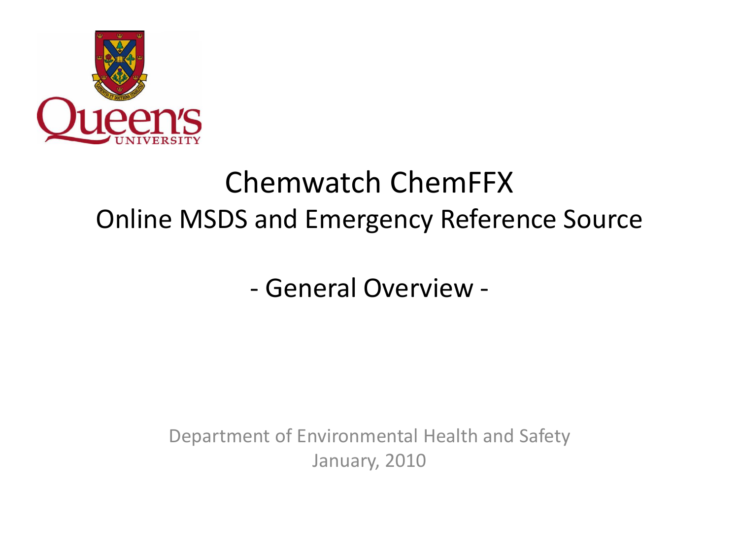# Chemwatch ChemFFX

## Online MSDS and Emergency Reference Source

## - General Overview -

Department of Environmental Health and Safety
January, 2010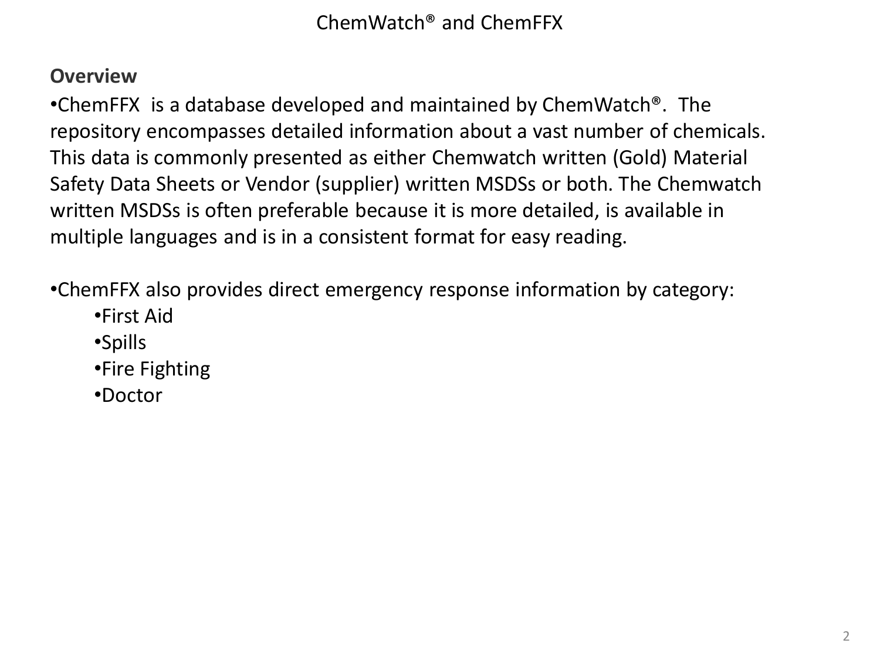# ChemWatch® and ChemFFX

## Overview

- ChemFFX is a database developed and maintained by ChemWatch®. The repository encompasses detailed information about a vast number of chemicals. This data is commonly presented as either Chemwatch written (Gold) Material Safety Data Sheets or Vendor (supplier) written MSDSs or both. The Chemwatch written MSDSs is often preferable because it is more detailed, is available in multiple languages and is in a consistent format for easy reading.

- ChemFFX also provides direct emergency response information by category:
  - First Aid
  - Spills
  - Fire Fighting
  - Doctor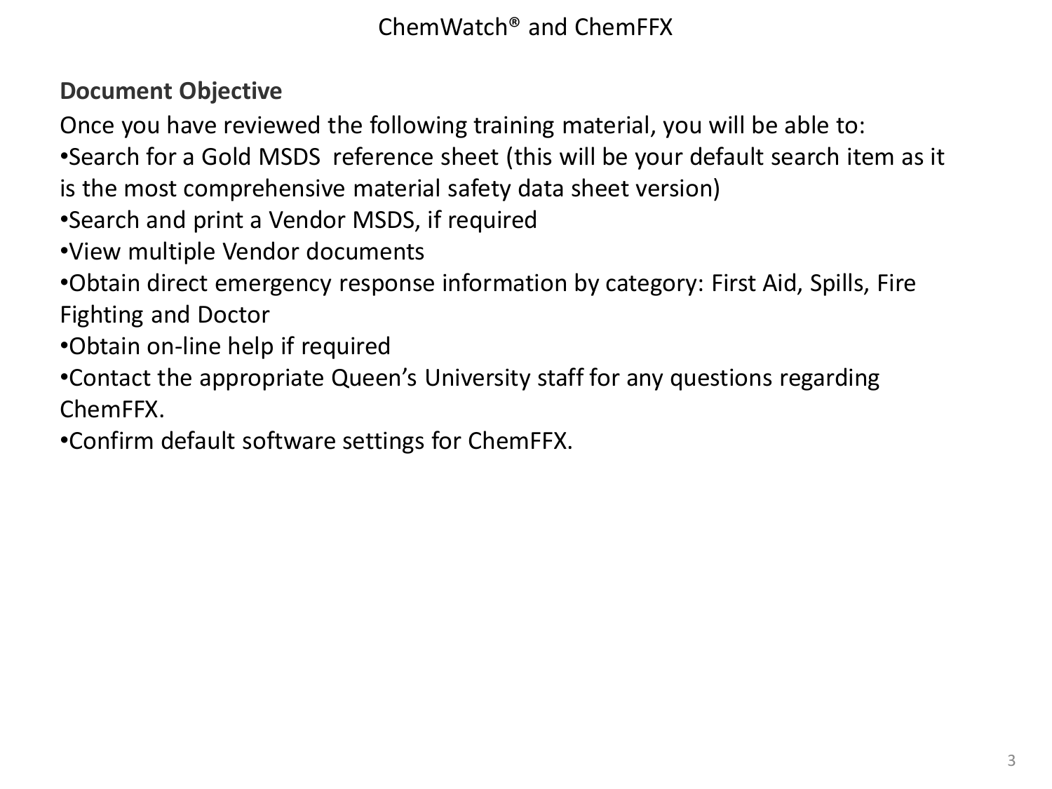ChemWatch® and ChemFFX

**Document Objective**

Once you have reviewed the following training material, you will be able to:

- Search for a Gold MSDS reference sheet (this will be your default search item as it is the most comprehensive material safety data sheet version)
- Search and print a Vendor MSDS, if required
- View multiple Vendor documents
- Obtain direct emergency response information by category: First Aid, Spills, Fire Fighting and Doctor
- Obtain on-line help if required
- Contact the appropriate Queen's University staff for any questions regarding ChemFFX.
- Confirm default software settings for ChemFFX.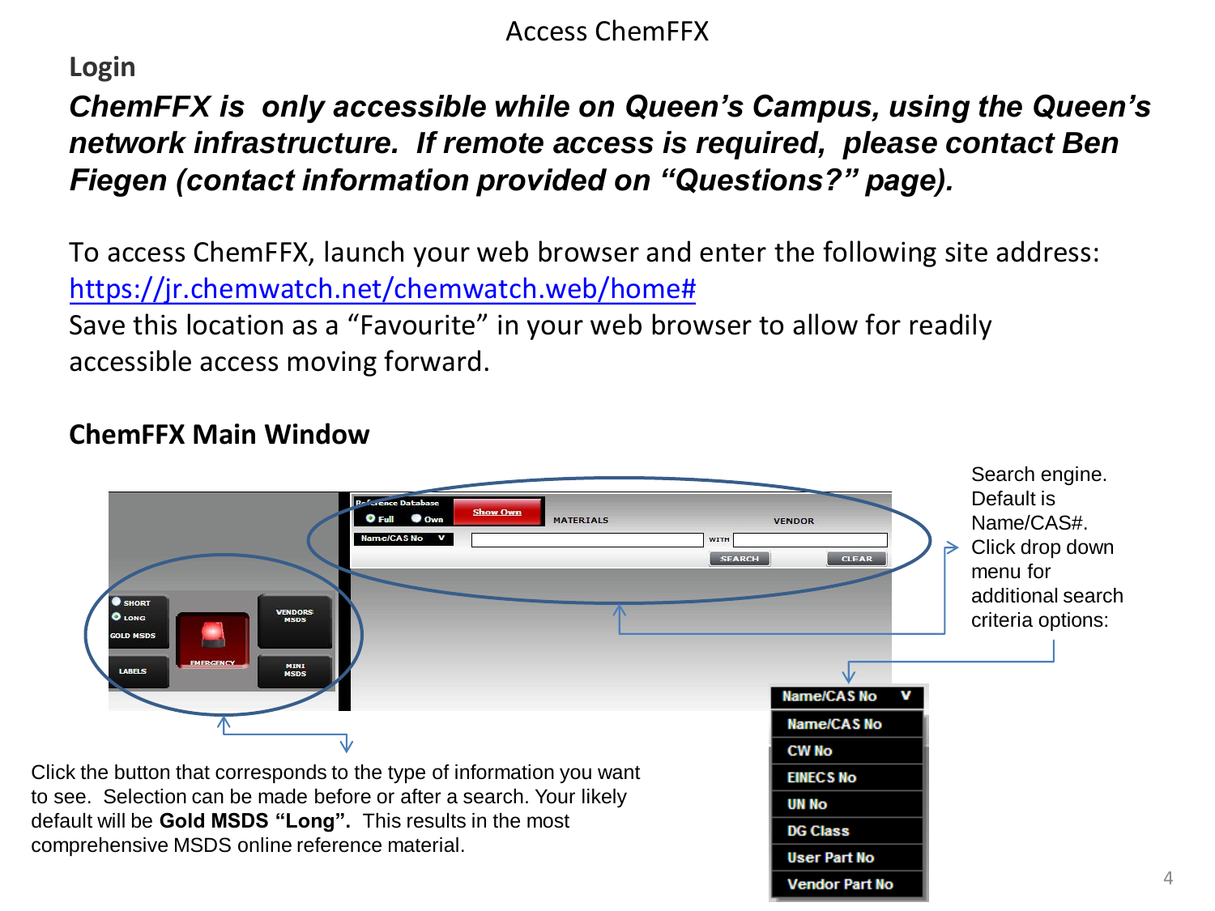# Access ChemFFX

## Login

***ChemFFX is only accessible while on Queen's Campus, using the Queen's network infrastructure. If remote access is required, please contact Ben Fiegen (contact information provided on "Questions?" page).***

To access ChemFFX, launch your web browser and enter the following site address: https://jr.chemwatch.net/chemwatch.web/home#
Save this location as a "Favourite" in your web browser to allow for readily accessible access moving forward.

## ChemFFX Main Window

Search engine. Default is Name/CAS#. Click drop down menu for additional search criteria options:

- Name/CAS No
- CW No
- EINECS No
- UN No
- DG Class
- User Part No
- Vendor Part No

Click the button that corresponds to the type of information you want to see. Selection can be made before or after a search. Your likely default will be **Gold MSDS "Long".** This results in the most comprehensive MSDS online reference material.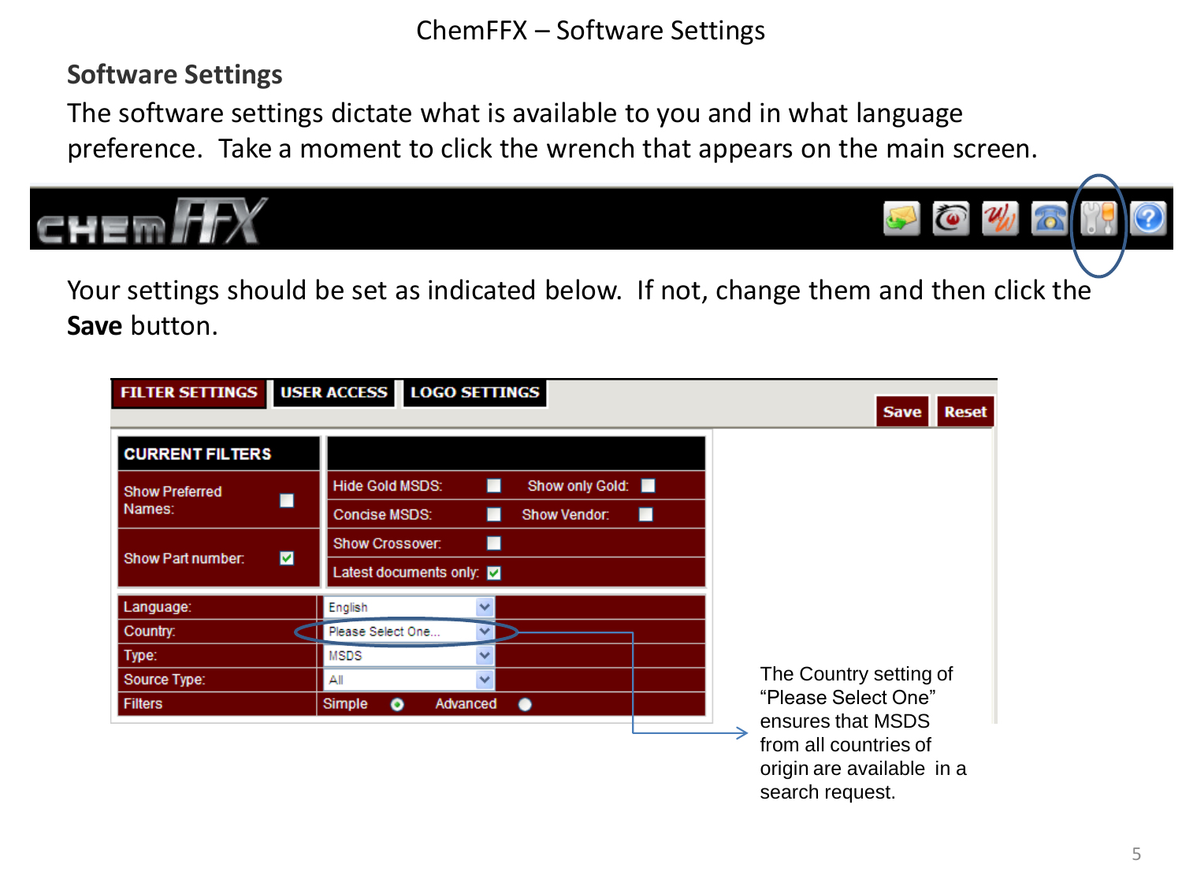# ChemFFX – Software Settings

## Software Settings

The software settings dictate what is available to you and in what language preference. Take a moment to click the wrench that appears on the main screen.

Your settings should be set as indicated below. If not, change them and then click the **Save** button.

FILTER SETTINGS | USER ACCESS | LOGO SETTINGS

Save | Reset

| CURRENT FILTERS | | | |
|---|---|---|---|
| Show Preferred Names: | ☐ | Hide Gold MSDS: ☐ | Show only Gold: ☐ |
| | | Concise MSDS: ☐ | Show Vendor: ☐ |
| Show Part number: | ☑ | Show Crossover: ☐ | |
| | | Latest documents only: ☑ | |

| | |
|---|---|
| Language: | English |
| Country: | Please Select One... |
| Type: | MSDS |
| Source Type: | All |
| Filters | Simple (selected) / Advanced |

The Country setting of “Please Select One” ensures that MSDS from all countries of origin are available in a search request.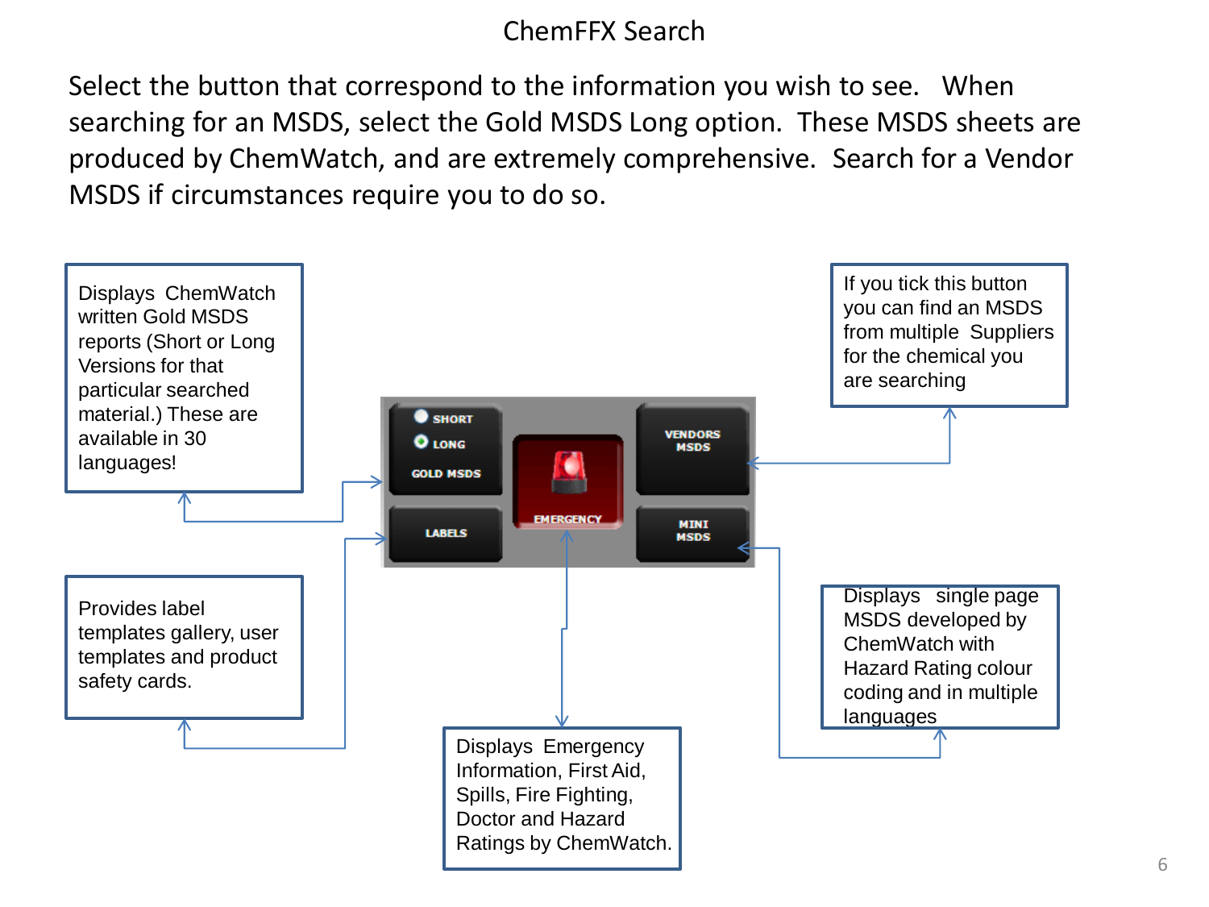# ChemFFX Search

Select the button that correspond to the information you wish to see. When searching for an MSDS, select the Gold MSDS Long option. These MSDS sheets are produced by ChemWatch, and are extremely comprehensive. Search for a Vendor MSDS if circumstances require you to do so.

Displays ChemWatch written Gold MSDS reports (Short or Long Versions for that particular searched material.) These are available in 30 languages!

SHORT
LONG
GOLD MSDS

LABELS

EMERGENCY

VENDORS MSDS

MINI MSDS

If you tick this button you can find an MSDS from multiple Suppliers for the chemical you are searching

Provides label templates gallery, user templates and product safety cards.

Displays single page MSDS developed by ChemWatch with Hazard Rating colour coding and in multiple languages

Displays Emergency Information, First Aid, Spills, Fire Fighting, Doctor and Hazard Ratings by ChemWatch.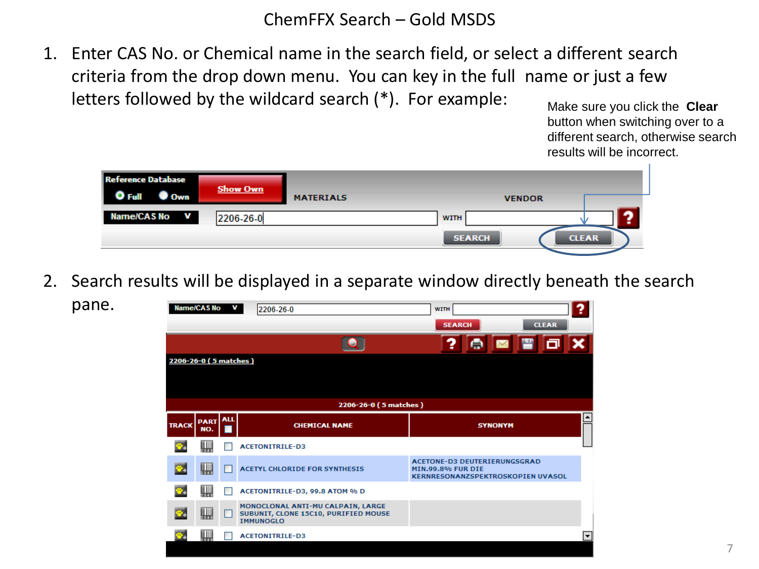# ChemFFX Search – Gold MSDS

1. Enter CAS No. or Chemical name in the search field, or select a different search criteria from the drop down menu. You can key in the full name or just a few letters followed by the wildcard search (*). For example:

   Make sure you click the **Clear** button when switching over to a different search, otherwise search results will be incorrect.

2. Search results will be displayed in a separate window directly beneath the search pane.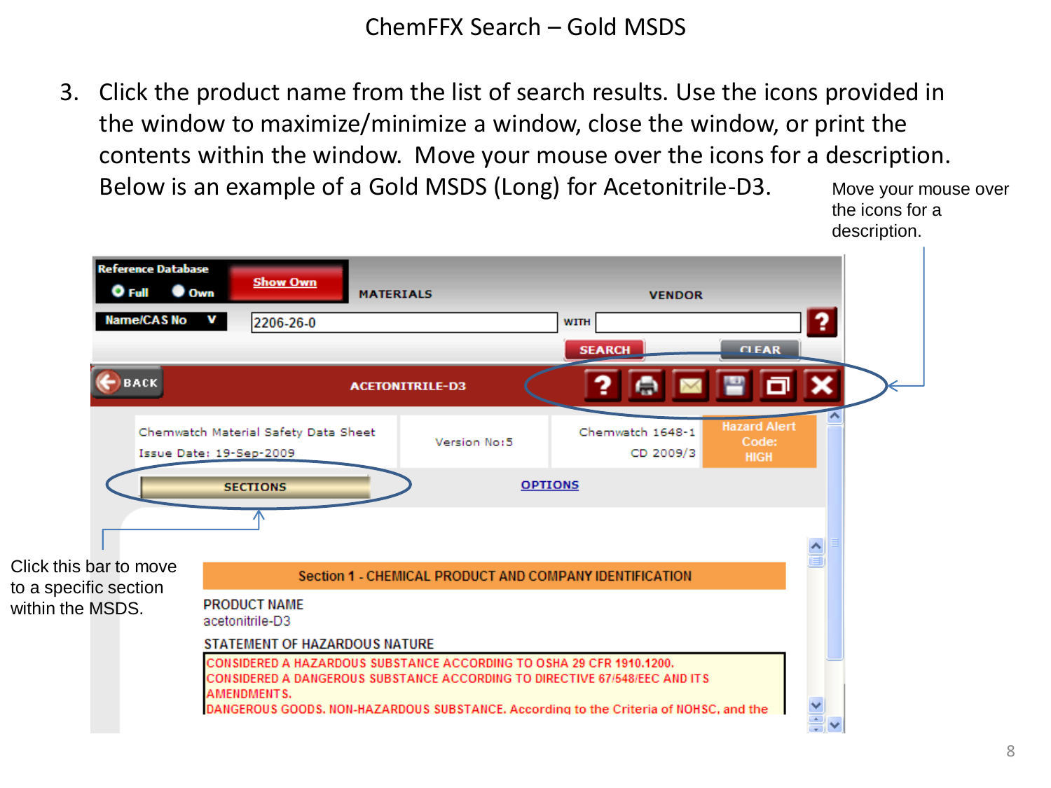# ChemFFX Search – Gold MSDS

3. Click the product name from the list of search results. Use the icons provided in the window to maximize/minimize a window, close the window, or print the contents within the window. Move your mouse over the icons for a description. Below is an example of a Gold MSDS (Long) for Acetonitrile-D3.

Move your mouse over the icons for a description.

Click this bar to move to a specific section within the MSDS.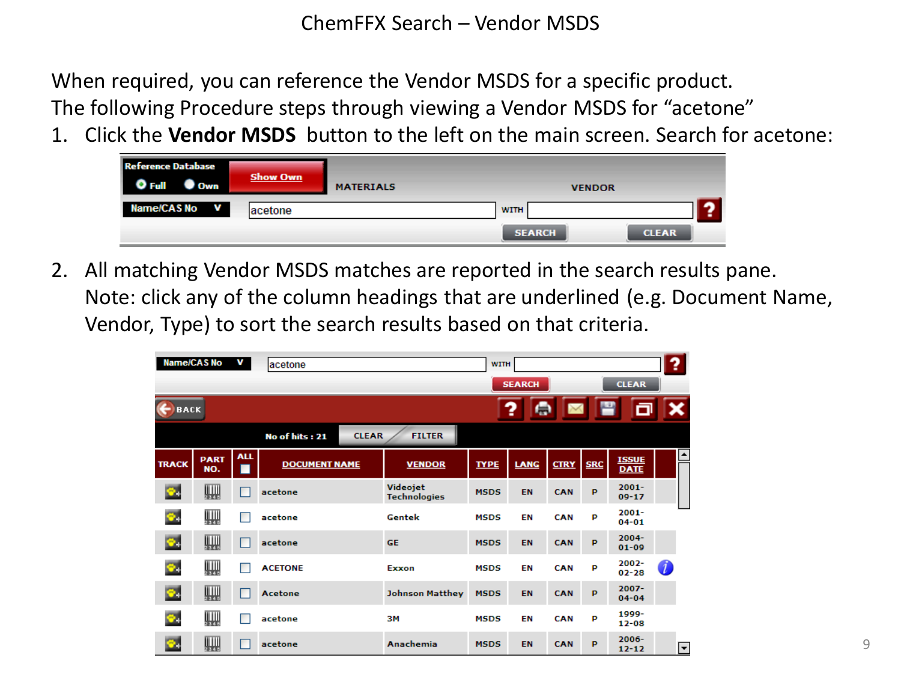# ChemFFX Search – Vendor MSDS

When required, you can reference the Vendor MSDS for a specific product.
The following Procedure steps through viewing a Vendor MSDS for "acetone"

1. Click the **Vendor MSDS** button to the left on the main screen. Search for acetone:

2. All matching Vendor MSDS matches are reported in the search results pane. Note: click any of the column headings that are underlined (e.g. Document Name, Vendor, Type) to sort the search results based on that criteria.

| TRACK | PART NO. | ALL | DOCUMENT NAME | VENDOR | TYPE | LANG | CTRY | SRC | ISSUE DATE |
|---|---|---|---|---|---|---|---|---|---|
| | | | acetone | Videojet Technologies | MSDS | EN | CAN | P | 2001-09-17 |
| | | | acetone | Gentek | MSDS | EN | CAN | P | 2001-04-01 |
| | | | acetone | GE | MSDS | EN | CAN | P | 2004-01-09 |
| | | | ACETONE | Exxon | MSDS | EN | CAN | P | 2002-02-28 |
| | | | Acetone | Johnson Matthey | MSDS | EN | CAN | P | 2007-04-04 |
| | | | acetone | 3M | MSDS | EN | CAN | P | 1999-12-08 |
| | | | acetone | Anachemia | MSDS | EN | CAN | P | 2006-12-12 |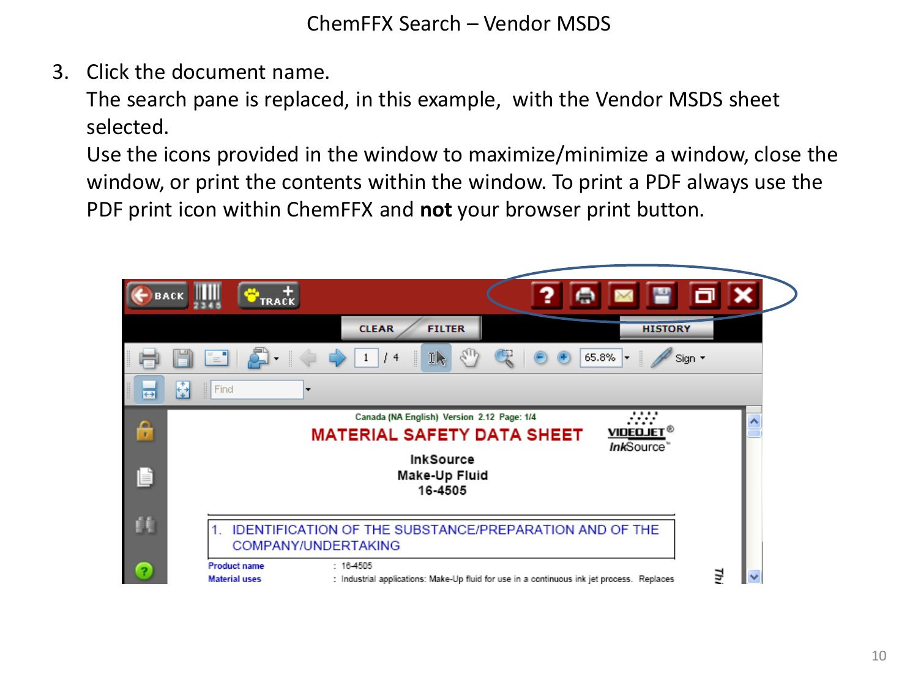# ChemFFX Search – Vendor MSDS

3. Click the document name.
   The search pane is replaced, in this example, with the Vendor MSDS sheet selected.
   Use the icons provided in the window to maximize/minimize a window, close the window, or print the contents within the window. To print a PDF always use the PDF print icon within ChemFFX and **not** your browser print button.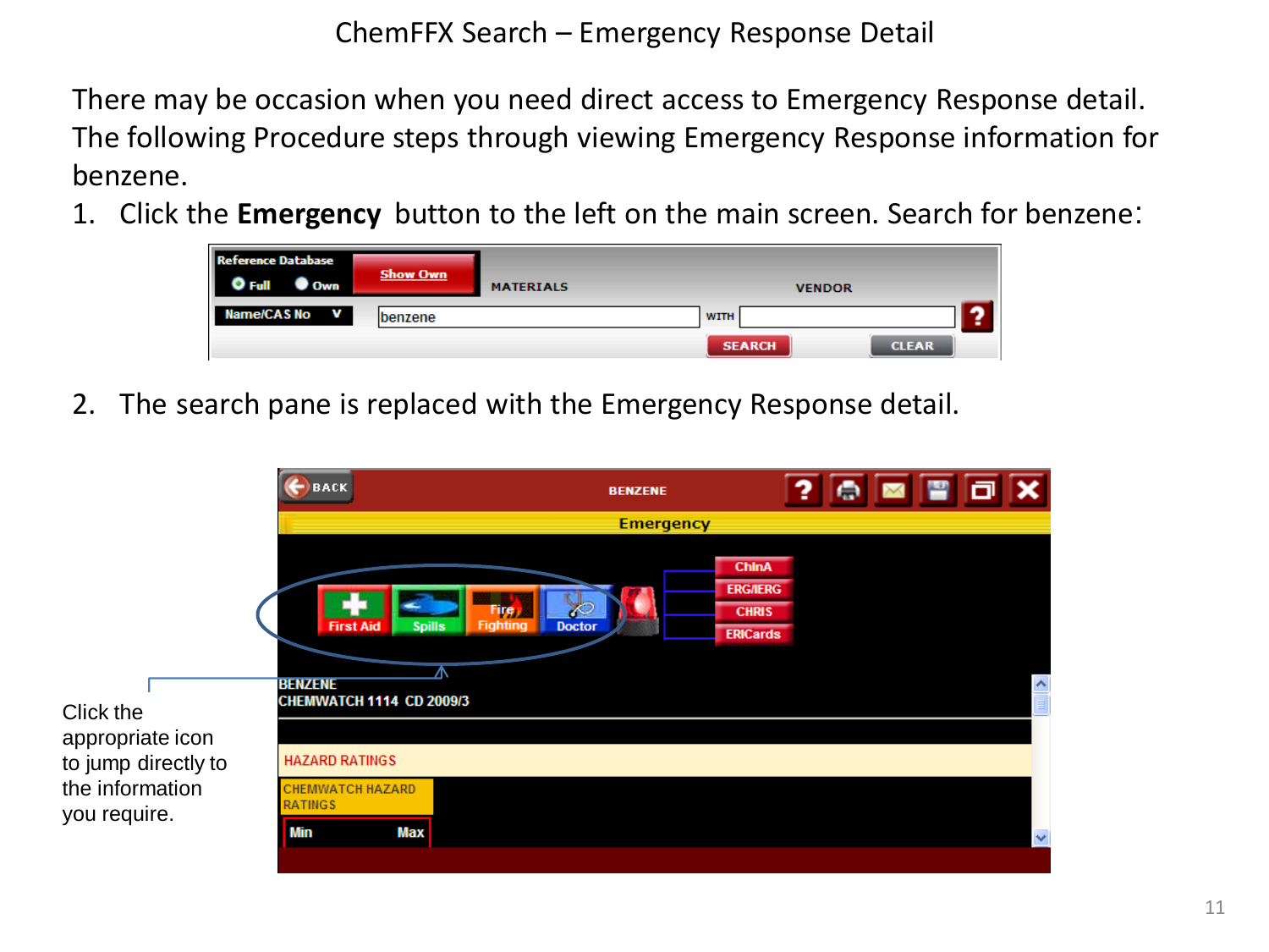# ChemFFX Search – Emergency Response Detail

There may be occasion when you need direct access to Emergency Response detail. The following Procedure steps through viewing Emergency Response information for benzene.

1. Click the **Emergency** button to the left on the main screen. Search for benzene:

2. The search pane is replaced with the Emergency Response detail.

Click the appropriate icon to jump directly to the information you require.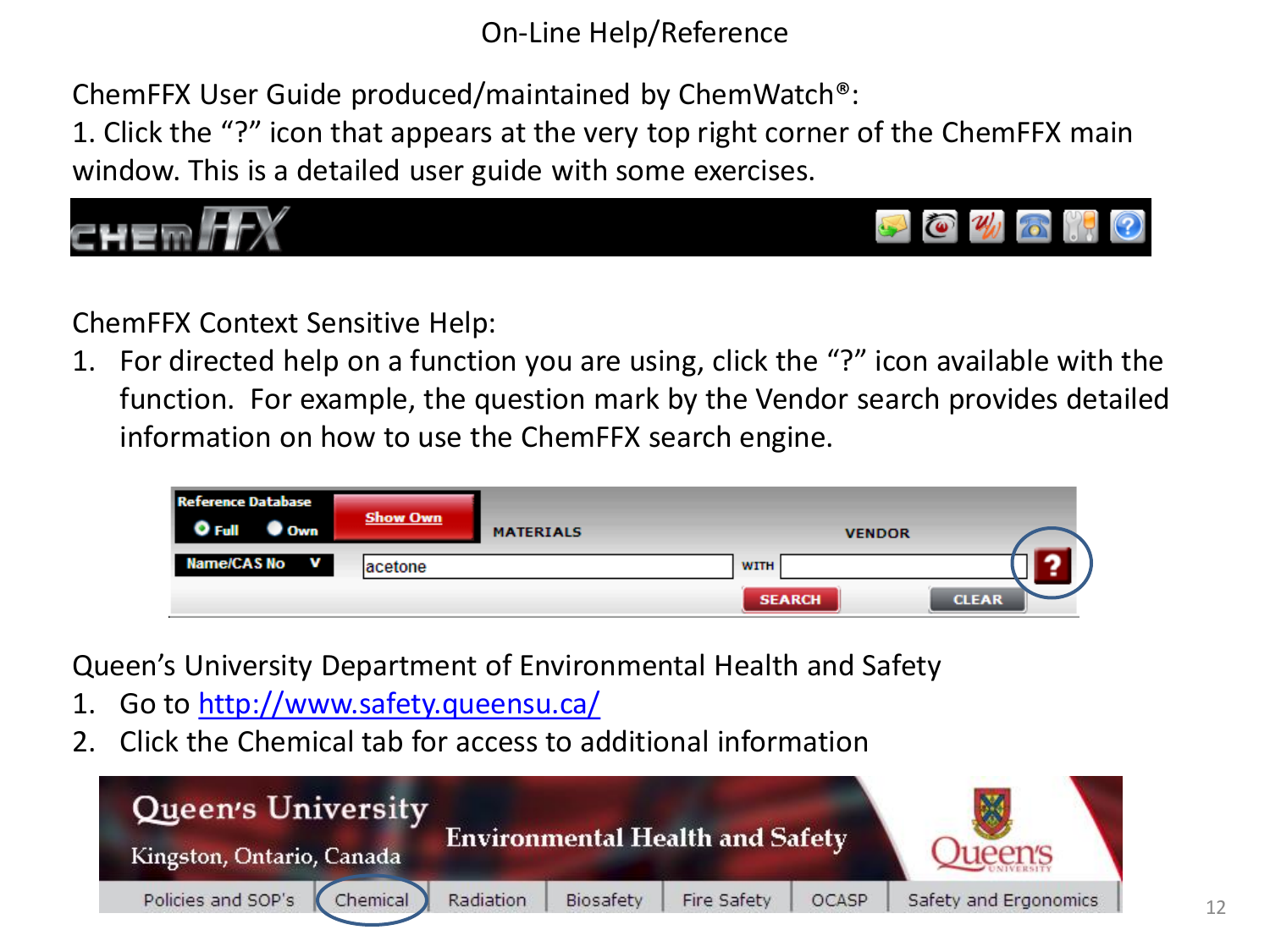# On-Line Help/Reference

ChemFFX User Guide produced/maintained by ChemWatch®:

1. Click the "?" icon that appears at the very top right corner of the ChemFFX main window. This is a detailed user guide with some exercises.

ChemFFX Context Sensitive Help:

1. For directed help on a function you are using, click the "?" icon available with the function. For example, the question mark by the Vendor search provides detailed information on how to use the ChemFFX search engine.

Queen's University Department of Environmental Health and Safety

1. Go to http://www.safety.queensu.ca/
2. Click the Chemical tab for access to additional information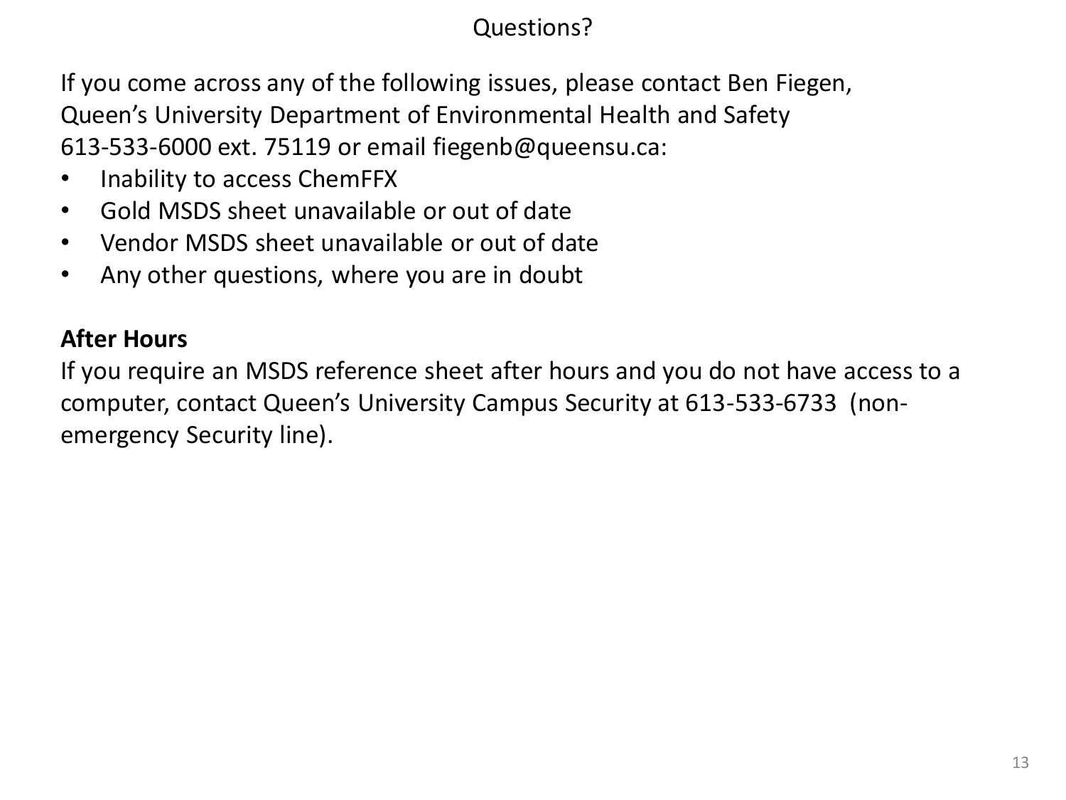# Questions?

If you come across any of the following issues, please contact Ben Fiegen, Queen's University Department of Environmental Health and Safety 613-533-6000 ext. 75119 or email fiegenb@queensu.ca:

- Inability to access ChemFFX
- Gold MSDS sheet unavailable or out of date
- Vendor MSDS sheet unavailable or out of date
- Any other questions, where you are in doubt

**After Hours**

If you require an MSDS reference sheet after hours and you do not have access to a computer, contact Queen's University Campus Security at 613-533-6733 (non-emergency Security line).